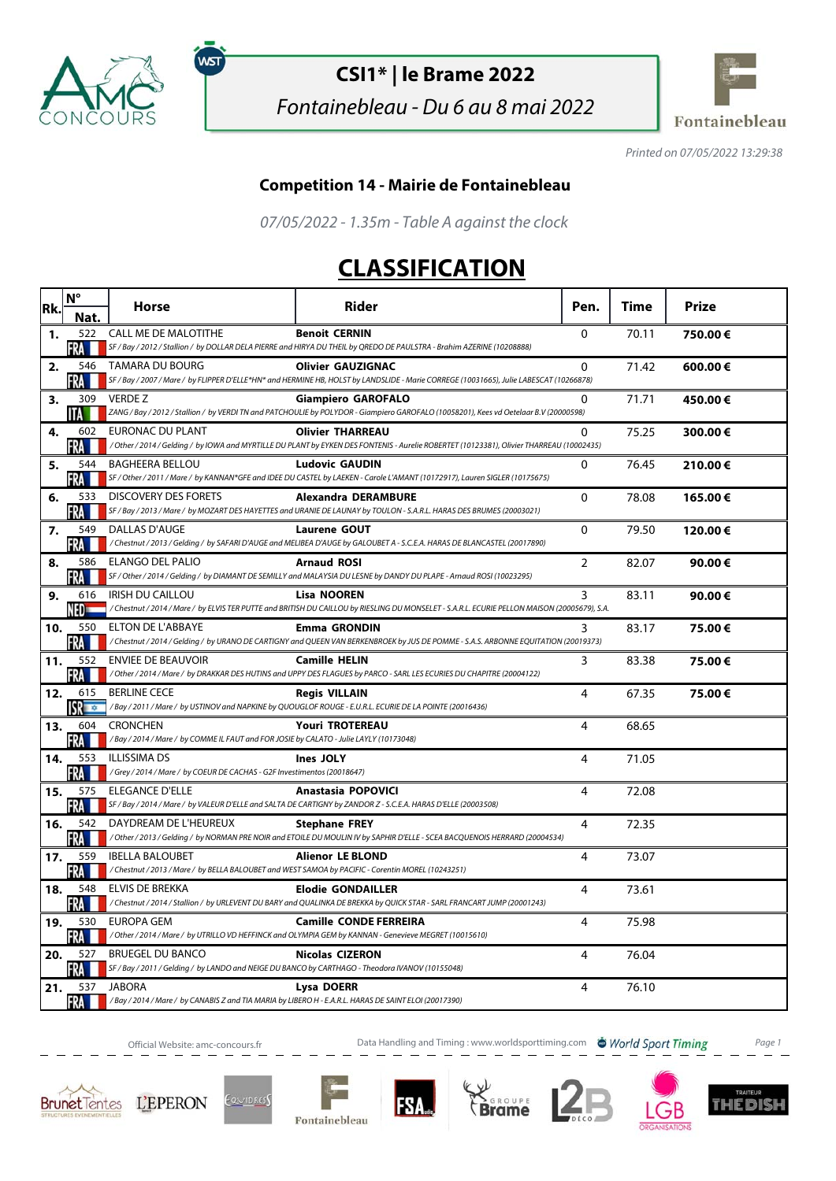# CSI1* | le Brame 2022

*Fontainebleau - Du 6 au 8 mai 2022*

*Printed on 07/05/2022 13:29:38*

## Competition 14 - Mairie de Fontainebleau

*07/05/2022 - 1.35m - Table A against the clock*

# CLASSIFICATION

| Rk. | N° Nat. | Horse | Rider | Pen. | Time | Prize |
|---|---|---|---|---|---|---|
| 1. | 522 FRA | CALL ME DE MALOTITHE<br>SF / Bay / 2012 / Stallion / by DOLLAR DELA PIERRE and HIRYA DU THEIL by QREDO DE PAULSTRA - Brahim AZERINE (10208888) | **Benoit CERNIN** | 0 | 70.11 | **750.00 €** |
| 2. | 546 FRA | TAMARA DU BOURG<br>SF / Bay / 2007 / Mare / by FLIPPER D'ELLE*HN* and HERMINE HB, HOLST by LANDSLIDE - Marie CORREGE (10031665), Julie LABESCAT (10266878) | **Olivier GAUZIGNAC** | 0 | 71.42 | **600.00 €** |
| 3. | 309 ITA | VERDE Z<br>ZANG / Bay / 2012 / Stallion / by VERDI TN and PATCHOULIE by POLYDOR - Giampiero GAROFALO (10058201), Kees vd Oetelaar B.V (20000598) | **Giampiero GAROFALO** | 0 | 71.71 | **450.00 €** |
| 4. | 602 FRA | EURONAC DU PLANT<br>/ Other / 2014 / Gelding / by IOWA and MYRTILLE DU PLANT by EYKEN DES FONTENIS - Aurelie ROBERTET (10123381), Olivier THARREAU (10002435) | **Olivier THARREAU** | 0 | 75.25 | **300.00 €** |
| 5. | 544 FRA | BAGHEERA BELLOU<br>SF / Other / 2011 / Mare / by KANNAN*GFE and IDEE DU CASTEL by LAEKEN - Carole L'AMANT (10172917), Lauren SIGLER (10175675) | **Ludovic GAUDIN** | 0 | 76.45 | **210.00 €** |
| 6. | 533 FRA | DISCOVERY DES FORETS<br>SF / Bay / 2013 / Mare / by MOZART DES HAYETTES and URANIE DE LAUNAY by TOULON - S.A.R.L. HARAS DES BRUMES (20003021) | **Alexandra DERAMBURE** | 0 | 78.08 | **165.00 €** |
| 7. | 549 FRA | DALLAS D'AUGE<br>/ Chestnut / 2013 / Gelding / by SAFARI D'AUGE and MELIBEA D'AUGE by GALOUBET A - S.C.E.A. HARAS DE BLANCASTEL (20017890) | **Laurene GOUT** | 0 | 79.50 | **120.00 €** |
| 8. | 586 FRA | ELANGO DEL PALIO<br>SF / Other / 2014 / Gelding / by DIAMANT DE SEMILLY and MALAYSIA DU LESNE by DANDY DU PLAPE - Arnaud ROSI (10023295) | **Arnaud ROSI** | 2 | 82.07 | **90.00 €** |
| 9. | 616 NED | IRISH DU CAILLOU<br>/ Chestnut / 2014 / Mare / by ELVIS TER PUTTE and BRITISH DU CAILLOU by RIESLING DU MONSELET - S.A.R.L. ECURIE PELLON MAISON (20005679), S.A. | **Lisa NOOREN** | 3 | 83.11 | **90.00 €** |
| 10. | 550 FRA | ELTON DE L'ABBAYE<br>/ Chestnut / 2014 / Gelding / by URANO DE CARTIGNY and QUEEN VAN BERKENBROEK by JUS DE POMME - S.A.S. ARBONNE EQUITATION (20019373) | **Emma GRONDIN** | 3 | 83.17 | **75.00 €** |
| 11. | 552 FRA | ENVIEE DE BEAUVOIR<br>/ Other / 2014 / Mare / by DRAKKAR DES HUTINS and UPPY DES FLAGUES by PARCO - SARL LES ECURIES DU CHAPITRE (20004122) | **Camille HELIN** | 3 | 83.38 | **75.00 €** |
| 12. | 615 ISR | BERLINE CECE<br>/ Bay / 2011 / Mare / by USTINOV and NAPKINE by QUOUGLOF ROUGE - E.U.R.L. ECURIE DE LA POINTE (20016436) | **Regis VILLAIN** | 4 | 67.35 | **75.00 €** |
| 13. | 604 FRA | CRONCHEN<br>/ Bay / 2014 / Mare / by COMME IL FAUT and FOR JOSIE by CALATO - Julie LAYLY (10173048) | **Youri TROTEREAU** | 4 | 68.65 | |
| 14. | 553 FRA | ILLISSIMA DS<br>/ Grey / 2014 / Mare / by COEUR DE CACHAS - G2F Investimentos (20018647) | **Ines JOLY** | 4 | 71.05 | |
| 15. | 575 FRA | ELEGANCE D'ELLE<br>SF / Bay / 2014 / Mare / by VALEUR D'ELLE and SALTA DE CARTIGNY by ZANDOR Z - S.C.E.A. HARAS D'ELLE (20003508) | **Anastasia POPOVICI** | 4 | 72.08 | |
| 16. | 542 FRA | DAYDREAM DE L'HEUREUX<br>/ Other / 2013 / Gelding / by NORMAN PRE NOIR and ETOILE DU MOULIN IV by SAPHIR D'ELLE - SCEA BACQUENOIS HERRARD (20004534) | **Stephane FREY** | 4 | 72.35 | |
| 17. | 559 FRA | IBELLA BALOUBET<br>/ Chestnut / 2013 / Mare / by BELLA BALOUBET and WEST SAMOA by PACIFIC - Corentin MOREL (10243251) | **Alienor LE BLOND** | 4 | 73.07 | |
| 18. | 548 FRA | ELVIS DE BREKKA<br>/ Chestnut / 2014 / Stallion / by URLEVENT DU BARY and QUALINKA DE BREKKA by QUICK STAR - SARL FRANCART JUMP (20001243) | **Elodie GONDAILLER** | 4 | 73.61 | |
| 19. | 530 FRA | EUROPA GEM<br>/ Other / 2014 / Mare / by UTRILLO VD HEFFINCK and OLYMPIA GEM by KANNAN - Genevieve MEGRET (10015610) | **Camille CONDE FERREIRA** | 4 | 75.98 | |
| 20. | 527 FRA | BRUEGEL DU BANCO<br>SF / Bay / 2011 / Gelding / by LANDO and NEIGE DU BANCO by CARTHAGO - Theodora IVANOV (10155048) | **Nicolas CIZERON** | 4 | 76.04 | |
| 21. | 537 FRA | JABORA<br>/ Bay / 2014 / Mare / by CANABIS Z and TIA MARIA by LIBERO H - E.A.R.L. HARAS DE SAINT ELOI (20017390) | **Lysa DOERR** | 4 | 76.10 | |

Official Website: amc-concours.fr — Data Handling and Timing : www.worldsporttiming.com — World Sport Timing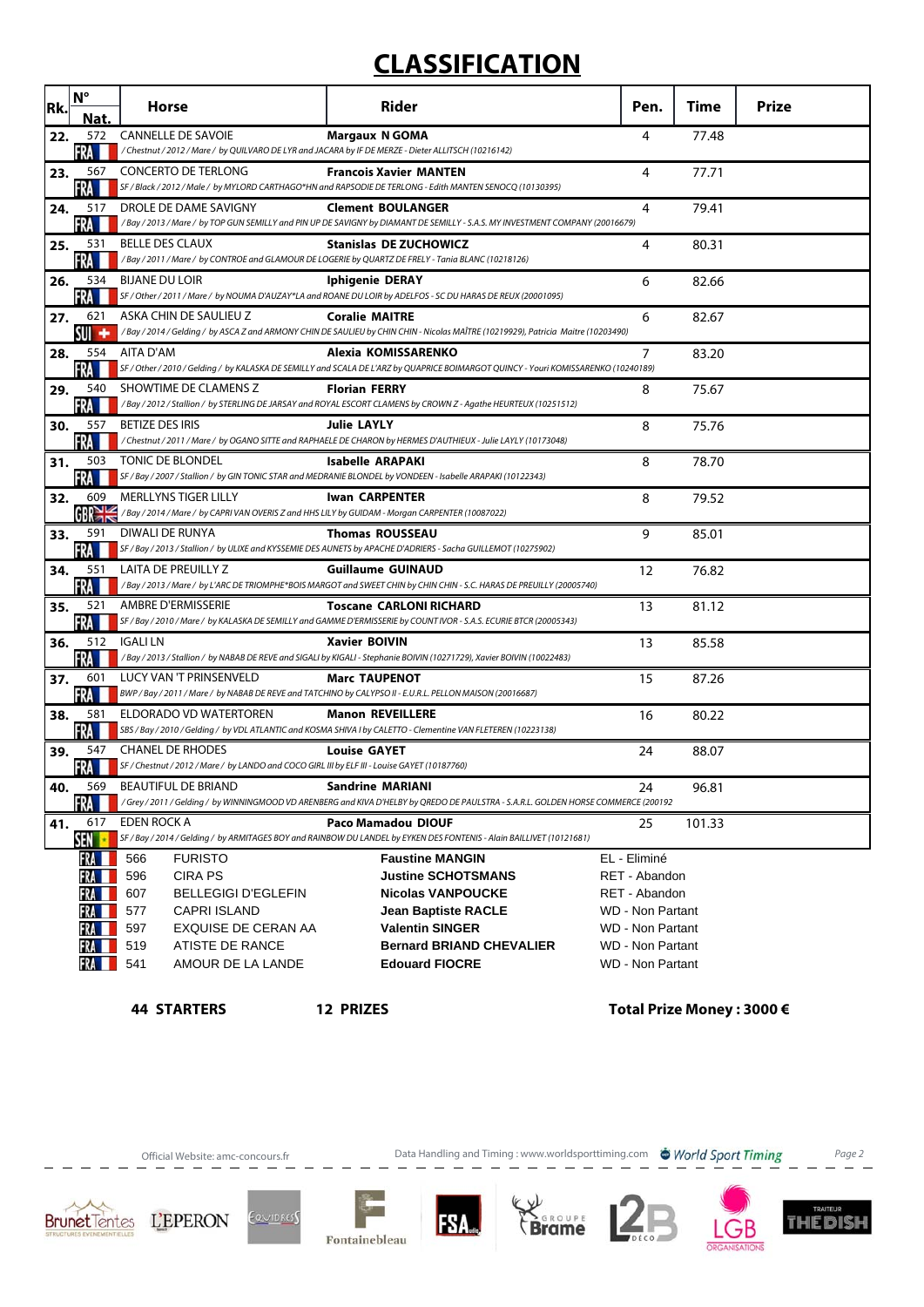# CLASSIFICATION

| Rk. | N° Nat. | Horse | Rider | Pen. | Time | Prize |
|---|---|---|---|---|---|---|
| 22. | 572 FRA | CANNELLE DE SAVOIE / Chestnut / 2012 / Mare / by QUILVARO DE LYR and JACARA by IF DE MERZE - Dieter ALLITSCH (10216142) | **Margaux N GOMA** | 4 | 77.48 | |
| 23. | 567 FRA | CONCERTO DE TERLONG SF / Black / 2012 / Male / by MYLORD CARTHAGO*HN and RAPSODIE DE TERLONG - Edith MANTEN SENOCQ (10130395) | **Francois Xavier MANTEN** | 4 | 77.71 | |
| 24. | 517 FRA | DROLE DE DAME SAVIGNY / Bay / 2013 / Mare / by TOP GUN SEMILLY and PIN UP DE SAVIGNY by DIAMANT DE SEMILLY - S.A.S. MY INVESTMENT COMPANY (20016679) | **Clement BOULANGER** | 4 | 79.41 | |
| 25. | 531 FRA | BELLE DES CLAUX / Bay / 2011 / Mare / by CONTROE and GLAMOUR DE LOGERIE by QUARTZ DE FRELY - Tania BLANC (10218126) | **Stanislas DE ZUCHOWICZ** | 4 | 80.31 | |
| 26. | 534 FRA | BIJANE DU LOIR SF / Other / 2011 / Mare / by NOUMA D'AUZAY*LA and ROANE DU LOIR by ADELFOS - SC DU HARAS DE REUX (20001095) | **Iphigenie DERAY** | 6 | 82.66 | |
| 27. | 621 SUI | ASKA CHIN DE SAULIEU Z / Bay / 2014 / Gelding / by ASCA Z and ARMONY CHIN DE SAULIEU by CHIN CHIN - Nicolas MAÎTRE (10219929), Patricia Maitre (10203490) | **Coralie MAITRE** | 6 | 82.67 | |
| 28. | 554 FRA | AITA D'AM SF / Other / 2010 / Gelding / by KALASKA DE SEMILLY and SCALA DE L'ARZ by QUAPRICE BOIMARGOT QUINCY - Youri KOMISSARENKO (10240189) | **Alexia KOMISSARENKO** | 7 | 83.20 | |
| 29. | 540 FRA | SHOWTIME DE CLAMENS Z / Bay / 2012 / Stallion / by STERLING DE JARSAY and ROYAL ESCORT CLAMENS by CROWN Z - Agathe HEURTEUX (10251512) | **Florian FERRY** | 8 | 75.67 | |
| 30. | 557 FRA | BETIZE DES IRIS / Chestnut / 2011 / Mare / by OGANO SITTE and RAPHAELE DE CHARON by HERMES D'AUTHIEUX - Julie LAYLY (10173048) | **Julie LAYLY** | 8 | 75.76 | |
| 31. | 503 FRA | TONIC DE BLONDEL SF / Bay / 2007 / Stallion / by GIN TONIC STAR and MEDRANIE BLONDEL by VONDEEN - Isabelle ARAPAKI (10122343) | **Isabelle ARAPAKI** | 8 | 78.70 | |
| 32. | 609 GBR | MERLLYNS TIGER LILLY / Bay / 2014 / Mare / by CAPRI VAN OVERIS Z and HHS LILY by GUIDAM - Morgan CARPENTER (10087022) | **Iwan CARPENTER** | 8 | 79.52 | |
| 33. | 591 FRA | DIWALI DE RUNYA SF / Bay / 2013 / Stallion / by ULIXE and KYSSEMIE DES AUNETS by APACHE D'ADRIERS - Sacha GUILLEMOT (10275902) | **Thomas ROUSSEAU** | 9 | 85.01 | |
| 34. | 551 FRA | LAITA DE PREUILLY Z / Bay / 2013 / Mare / by L'ARC DE TRIOMPHE*BOIS MARGOT and SWEET CHIN by CHIN CHIN - S.C. HARAS DE PREUILLY (20005740) | **Guillaume GUINAUD** | 12 | 76.82 | |
| 35. | 521 FRA | AMBRE D'ERMISSERIE SF / Bay / 2010 / Mare / by KALASKA DE SEMILLY and GAMME D'ERMISSERIE by COUNT IVOR - S.A.S. ECURIE BTCR (20005343) | **Toscane CARLONI RICHARD** | 13 | 81.12 | |
| 36. | 512 FRA | IGALI LN / Bay / 2013 / Stallion / by NABAB DE REVE and SIGALI by KIGALI - Stephanie BOIVIN (10271729), Xavier BOIVIN (10022483) | **Xavier BOIVIN** | 13 | 85.58 | |
| 37. | 601 FRA | LUCY VAN 'T PRINSENVELD BWP / Bay / 2011 / Mare / by NABAB DE REVE and TATCHINO by CALYPSO II - E.U.R.L. PELLON MAISON (20016687) | **Marc TAUPENOT** | 15 | 87.26 | |
| 38. | 581 FRA | ELDORADO VD WATERTOREN SBS / Bay / 2010 / Gelding / by VDL ATLANTIC and KOSMA SHIVA I by CALETTO - Clementine VAN FLETEREN (10223138) | **Manon REVEILLERE** | 16 | 80.22 | |
| 39. | 547 FRA | CHANEL DE RHODES SF / Chestnut / 2012 / Mare / by LANDO and COCO GIRL III by ELF III - Louise GAYET (10187760) | **Louise GAYET** | 24 | 88.07 | |
| 40. | 569 FRA | BEAUTIFUL DE BRIAND / Grey / 2011 / Gelding / by WINNINGMOOD VD ARENBERG and KIVA D'HELBY by QREDO DE PAULSTRA - S.A.R.L. GOLDEN HORSE COMMERCE (200192 | **Sandrine MARIANI** | 24 | 96.81 | |
| 41. | 617 SEN | EDEN ROCK A SF / Bay / 2014 / Gelding / by ARMITAGES BOY and RAINBOW DU LANDEL by EYKEN DES FONTENIS - Alain BAILLIVET (10121681) | **Paco Mamadou DIOUF** | 25 | 101.33 | |
| | 566 FRA | FURISTO | **Faustine MANGIN** | EL - Eliminé | | |
| | 596 FRA | CIRA PS | **Justine SCHOTSMANS** | RET - Abandon | | |
| | 607 FRA | BELLEGIGI D'EGLEFIN | **Nicolas VANPOUCKE** | RET - Abandon | | |
| | 577 FRA | CAPRI ISLAND | **Jean Baptiste RACLE** | WD - Non Partant | | |
| | 597 FRA | EXQUISE DE CERAN AA | **Valentin SINGER** | WD - Non Partant | | |
| | 519 FRA | ATISTE DE RANCE | **Bernard BRIAND CHEVALIER** | WD - Non Partant | | |
| | 541 FRA | AMOUR DE LA LANDE | **Edouard FIOCRE** | WD - Non Partant | | |

**44 STARTERS** **12 PRIZES** **Total Prize Money : 3000 €**

Official Website: amc-concours.fr Data Handling and Timing : www.worldsporttiming.com World Sport Timing

Brunet Tentes L'EPERON Equidress Fontainebleau FSA Groupe Brame L2B LGB Organisations The Dish